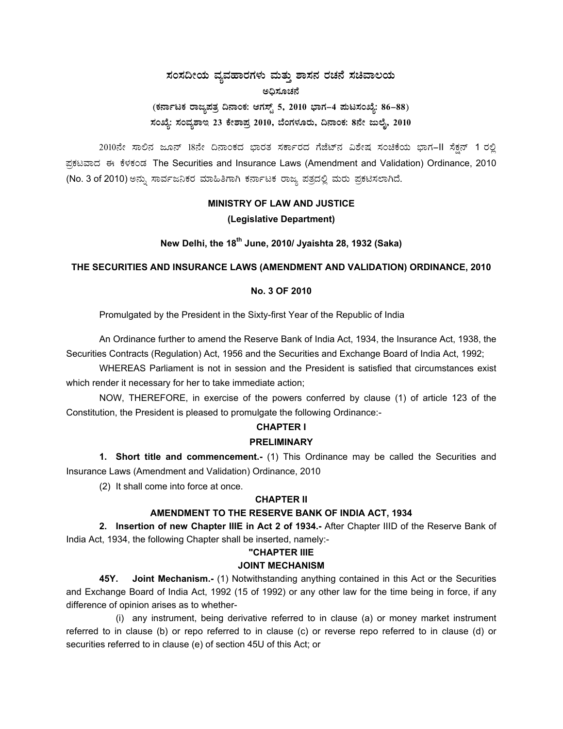# ಸಂಸದೀಯ ವ್ಯವಹಾರಗಳು ಮತ್ತು ಶಾಸನ ರಚನೆ ಸಚಿವಾಲಯ

**ಅಧಿಸೂಚನೆ**

**(ಕರ್ನಾಟಕ ರಾಜ್ಯಪತ್ರ ದಿನಾಂಕ: ಆಗಸ್ಟ್ 5, 2010 ಭಾಗ–4 ಪುಟಸಂಖ್ಯೆ: 86–88)**

**ಸಂಖ್ಯೆ: ಸಂವ್ಯಶಾಇ 23 ಕೇಶಾಪ್ರ 2010, ಬೆಂಗಳೂರು, ದಿನಾಂಕ: 8ನೇ ಜುಲೈ, 2010**

2010ನೇ ಸಾಲಿನ ಜೂನ್ 18ನೇ ದಿನಾಂಕದ ಭಾರತ ಸರ್ಕಾರದ ಗೆಜೆಟ್‌ನ ವಿಶೇಷ ಸಂಚಿಕೆಯ ಭಾಗ–II ಸೆಕ್ಷನ್ 1 ರಲ್ಲಿ ಪ್ರಕಟವಾದ ಈ ಕೆಳಕಂಡ The Securities and Insurance Laws (Amendment and Validation) Ordinance, 2010 (No. 3 of 2010) ಅನ್ನು ಸಾರ್ವಜನಿಕರ ಮಾಹಿತಿಗಾಗಿ ಕರ್ನಾಟಕ ರಾಜ್ಯ ಪತ್ರದಲ್ಲಿ ಮರು ಪ್ರಕಟಿಸಲಾಗಿದೆ.

**MINISTRY OF LAW AND JUSTICE**

**(Legislative Department)**

**New Delhi, the 18th June, 2010/ Jyaishta 28, 1932 (Saka)**

**THE SECURITIES AND INSURANCE LAWS (AMENDMENT AND VALIDATION) ORDINANCE, 2010**

**No. 3 OF 2010**

Promulgated by the President in the Sixty-first Year of the Republic of India

An Ordinance further to amend the Reserve Bank of India Act, 1934, the Insurance Act, 1938, the Securities Contracts (Regulation) Act, 1956 and the Securities and Exchange Board of India Act, 1992;

WHEREAS Parliament is not in session and the President is satisfied that circumstances exist which render it necessary for her to take immediate action;

NOW, THEREFORE, in exercise of the powers conferred by clause (1) of article 123 of the Constitution, the President is pleased to promulgate the following Ordinance:-

**CHAPTER I**

**PRELIMINARY**

**1. Short title and commencement.-** (1) This Ordinance may be called the Securities and Insurance Laws (Amendment and Validation) Ordinance, 2010

(2) It shall come into force at once.

**CHAPTER II**

**AMENDMENT TO THE RESERVE BANK OF INDIA ACT, 1934**

**2. Insertion of new Chapter IIIE in Act 2 of 1934.-** After Chapter IIID of the Reserve Bank of India Act, 1934, the following Chapter shall be inserted, namely:-

**"CHAPTER IIIE**

**JOINT MECHANISM**

**45Y. Joint Mechanism.-** (1) Notwithstanding anything contained in this Act or the Securities and Exchange Board of India Act, 1992 (15 of 1992) or any other law for the time being in force, if any difference of opinion arises as to whether-

(i) any instrument, being derivative referred to in clause (a) or money market instrument referred to in clause (b) or repo referred to in clause (c) or reverse repo referred to in clause (d) or securities referred to in clause (e) of section 45U of this Act; or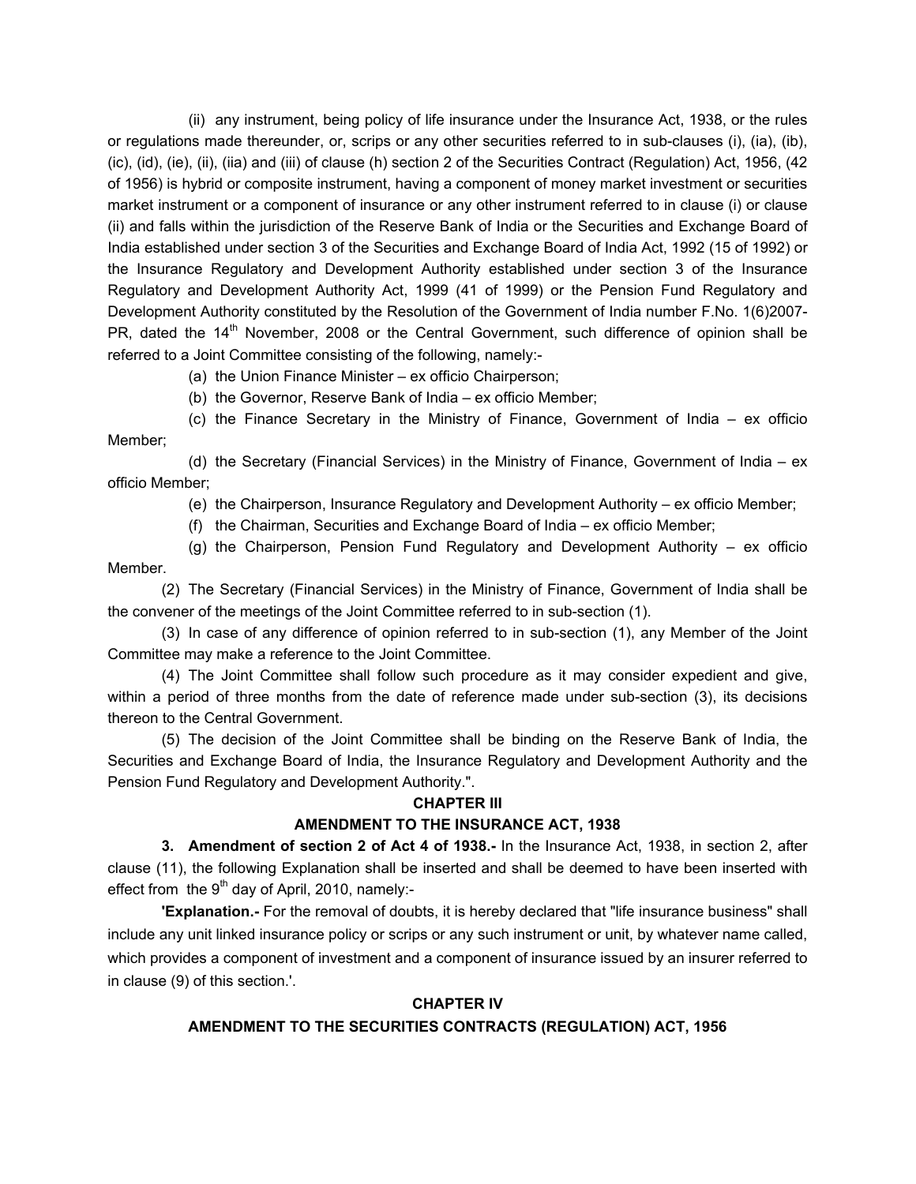(ii) any instrument, being policy of life insurance under the Insurance Act, 1938, or the rules or regulations made thereunder, or, scrips or any other securities referred to in sub-clauses (i), (ia), (ib), (ic), (id), (ie), (ii), (iia) and (iii) of clause (h) section 2 of the Securities Contract (Regulation) Act, 1956, (42 of 1956) is hybrid or composite instrument, having a component of money market investment or securities market instrument or a component of insurance or any other instrument referred to in clause (i) or clause (ii) and falls within the jurisdiction of the Reserve Bank of India or the Securities and Exchange Board of India established under section 3 of the Securities and Exchange Board of India Act, 1992 (15 of 1992) or the Insurance Regulatory and Development Authority established under section 3 of the Insurance Regulatory and Development Authority Act, 1999 (41 of 1999) or the Pension Fund Regulatory and Development Authority constituted by the Resolution of the Government of India number F.No. 1(6)2007-PR, dated the 14th November, 2008 or the Central Government, such difference of opinion shall be referred to a Joint Committee consisting of the following, namely:-

(a) the Union Finance Minister – ex officio Chairperson;

(b) the Governor, Reserve Bank of India – ex officio Member;

(c) the Finance Secretary in the Ministry of Finance, Government of India – ex officio Member;

(d) the Secretary (Financial Services) in the Ministry of Finance, Government of India – ex officio Member;

(e) the Chairperson, Insurance Regulatory and Development Authority – ex officio Member;

(f) the Chairman, Securities and Exchange Board of India – ex officio Member;

(g) the Chairperson, Pension Fund Regulatory and Development Authority – ex officio Member.

(2) The Secretary (Financial Services) in the Ministry of Finance, Government of India shall be the convener of the meetings of the Joint Committee referred to in sub-section (1).

(3) In case of any difference of opinion referred to in sub-section (1), any Member of the Joint Committee may make a reference to the Joint Committee.

(4) The Joint Committee shall follow such procedure as it may consider expedient and give, within a period of three months from the date of reference made under sub-section (3), its decisions thereon to the Central Government.

(5) The decision of the Joint Committee shall be binding on the Reserve Bank of India, the Securities and Exchange Board of India, the Insurance Regulatory and Development Authority and the Pension Fund Regulatory and Development Authority.".

## CHAPTER III

## AMENDMENT TO THE INSURANCE ACT, 1938

**3. Amendment of section 2 of Act 4 of 1938.-** In the Insurance Act, 1938, in section 2, after clause (11), the following Explanation shall be inserted and shall be deemed to have been inserted with effect from the 9th day of April, 2010, namely:-

**'Explanation.-** For the removal of doubts, it is hereby declared that "life insurance business" shall include any unit linked insurance policy or scrips or any such instrument or unit, by whatever name called, which provides a component of investment and a component of insurance issued by an insurer referred to in clause (9) of this section.'.

## CHAPTER IV

## AMENDMENT TO THE SECURITIES CONTRACTS (REGULATION) ACT, 1956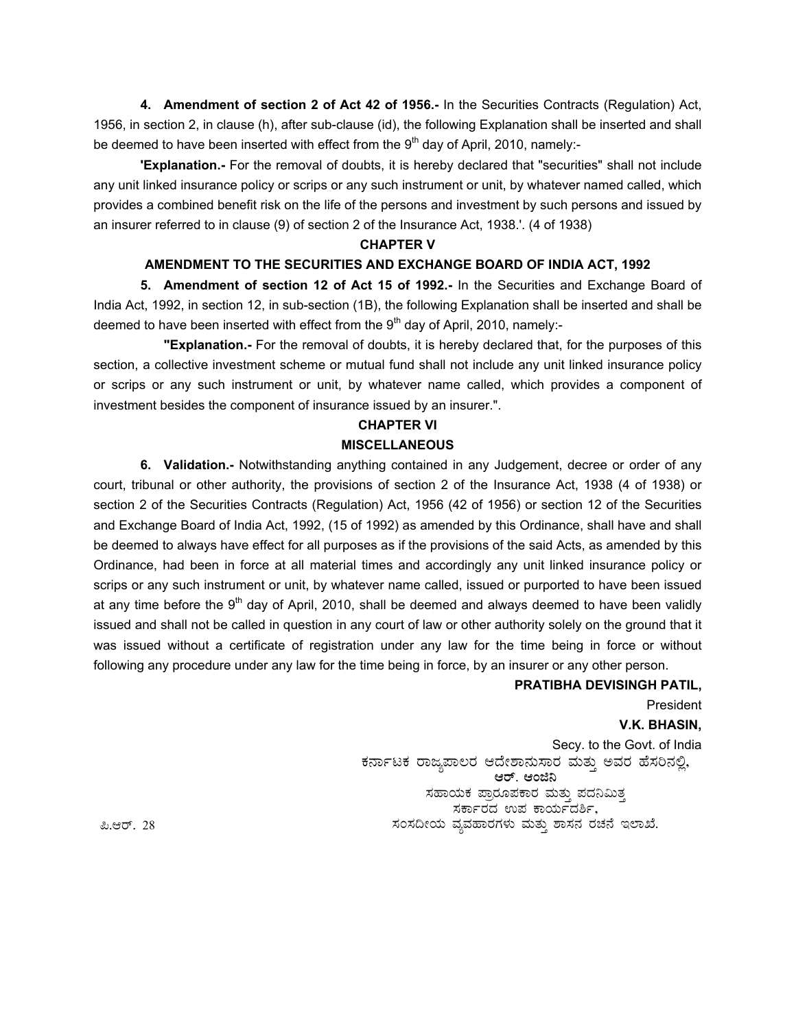**4. Amendment of section 2 of Act 42 of 1956.-** In the Securities Contracts (Regulation) Act, 1956, in section 2, in clause (h), after sub-clause (id), the following Explanation shall be inserted and shall be deemed to have been inserted with effect from the 9th day of April, 2010, namely:-

**'Explanation.-** For the removal of doubts, it is hereby declared that "securities" shall not include any unit linked insurance policy or scrips or any such instrument or unit, by whatever named called, which provides a combined benefit risk on the life of the persons and investment by such persons and issued by an insurer referred to in clause (9) of section 2 of the Insurance Act, 1938.'. (4 of 1938)

## CHAPTER V

## AMENDMENT TO THE SECURITIES AND EXCHANGE BOARD OF INDIA ACT, 1992

**5. Amendment of section 12 of Act 15 of 1992.-** In the Securities and Exchange Board of India Act, 1992, in section 12, in sub-section (1B), the following Explanation shall be inserted and shall be deemed to have been inserted with effect from the 9th day of April, 2010, namely:-

**"Explanation.-** For the removal of doubts, it is hereby declared that, for the purposes of this section, a collective investment scheme or mutual fund shall not include any unit linked insurance policy or scrips or any such instrument or unit, by whatever name called, which provides a component of investment besides the component of insurance issued by an insurer.".

## CHAPTER VI

## MISCELLANEOUS

**6. Validation.-** Notwithstanding anything contained in any Judgement, decree or order of any court, tribunal or other authority, the provisions of section 2 of the Insurance Act, 1938 (4 of 1938) or section 2 of the Securities Contracts (Regulation) Act, 1956 (42 of 1956) or section 12 of the Securities and Exchange Board of India Act, 1992, (15 of 1992) as amended by this Ordinance, shall have and shall be deemed to always have effect for all purposes as if the provisions of the said Acts, as amended by this Ordinance, had been in force at all material times and accordingly any unit linked insurance policy or scrips or any such instrument or unit, by whatever name called, issued or purported to have been issued at any time before the 9th day of April, 2010, shall be deemed and always deemed to have been validly issued and shall not be called in question in any court of law or other authority solely on the ground that it was issued without a certificate of registration under any law for the time being in force or without following any procedure under any law for the time being in force, by an insurer or any other person.

**PRATIBHA DEVISINGH PATIL,**

President

**V.K. BHASIN,**

Secy. to the Govt. of India

ಕರ್ನಾಟಕ ರಾಜ್ಯಪಾಲರ ಆದೇಶಾನುಸಾರ ಮತ್ತು ಅವರ ಹೆಸರಿನಲ್ಲಿ,

**ಆರ್. ಆಂಜಿನಿ**

ಸಹಾಯಕ ಪ್ರಾರೂಪಕಾರ ಮತ್ತು ಪದನಿಮಿತ್ತ

ಸರ್ಕಾರದ ಉಪ ಕಾರ್ಯದರ್ಶಿ,

ಸಂಸದೀಯ ವ್ಯವಹಾರಗಳು ಮತ್ತು ಶಾಸನ ರಚನೆ ಇಲಾಖೆ.

ಪಿ.ಆರ್. 28